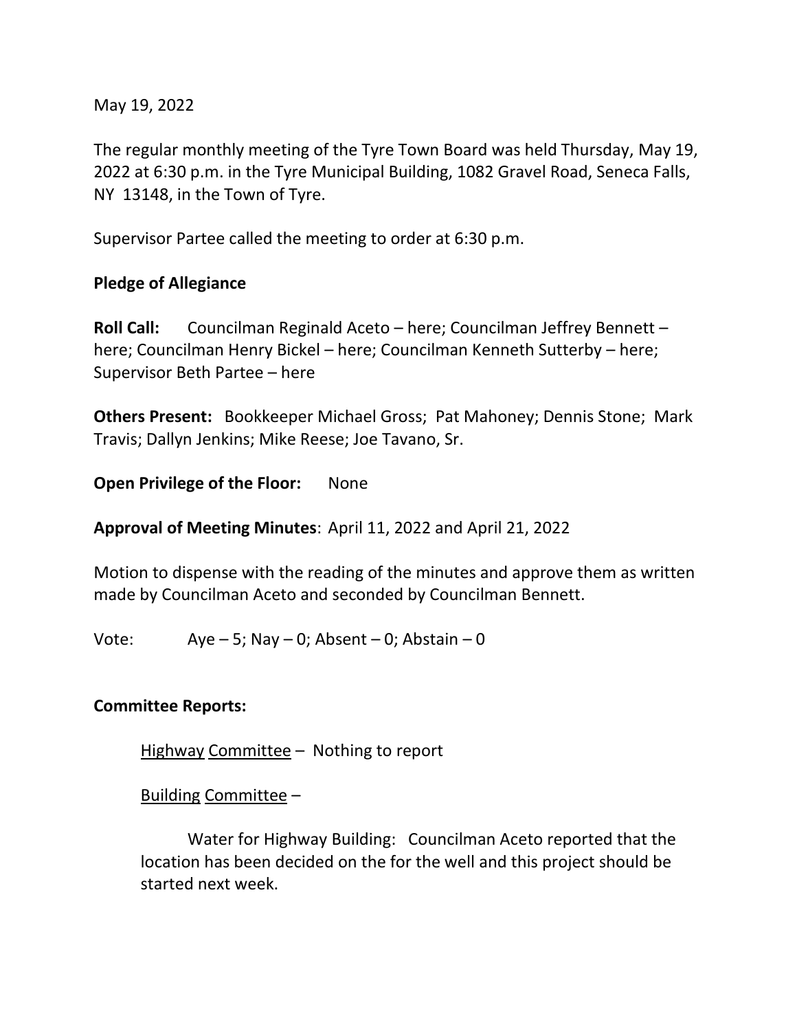May 19, 2022

The regular monthly meeting of the Tyre Town Board was held Thursday, May 19, 2022 at 6:30 p.m. in the Tyre Municipal Building, 1082 Gravel Road, Seneca Falls, NY 13148, in the Town of Tyre.

Supervisor Partee called the meeting to order at 6:30 p.m.

**Pledge of Allegiance**

**Roll Call:** Councilman Reginald Aceto – here; Councilman Jeffrey Bennett – here; Councilman Henry Bickel – here; Councilman Kenneth Sutterby – here; Supervisor Beth Partee – here

**Others Present:** Bookkeeper Michael Gross; Pat Mahoney; Dennis Stone; Mark Travis; Dallyn Jenkins; Mike Reese; Joe Tavano, Sr.

**Open Privilege of the Floor:** None

**Approval of Meeting Minutes**: April 11, 2022 and April 21, 2022

Motion to dispense with the reading of the minutes and approve them as written made by Councilman Aceto and seconded by Councilman Bennett.

Vote: Aye – 5; Nay – 0; Absent – 0; Abstain – 0

**Committee Reports:**

<u>Highway</u> <u>Committee</u> – Nothing to report

<u>Building</u> <u>Committee</u> –

Water for Highway Building: Councilman Aceto reported that the location has been decided on the for the well and this project should be started next week.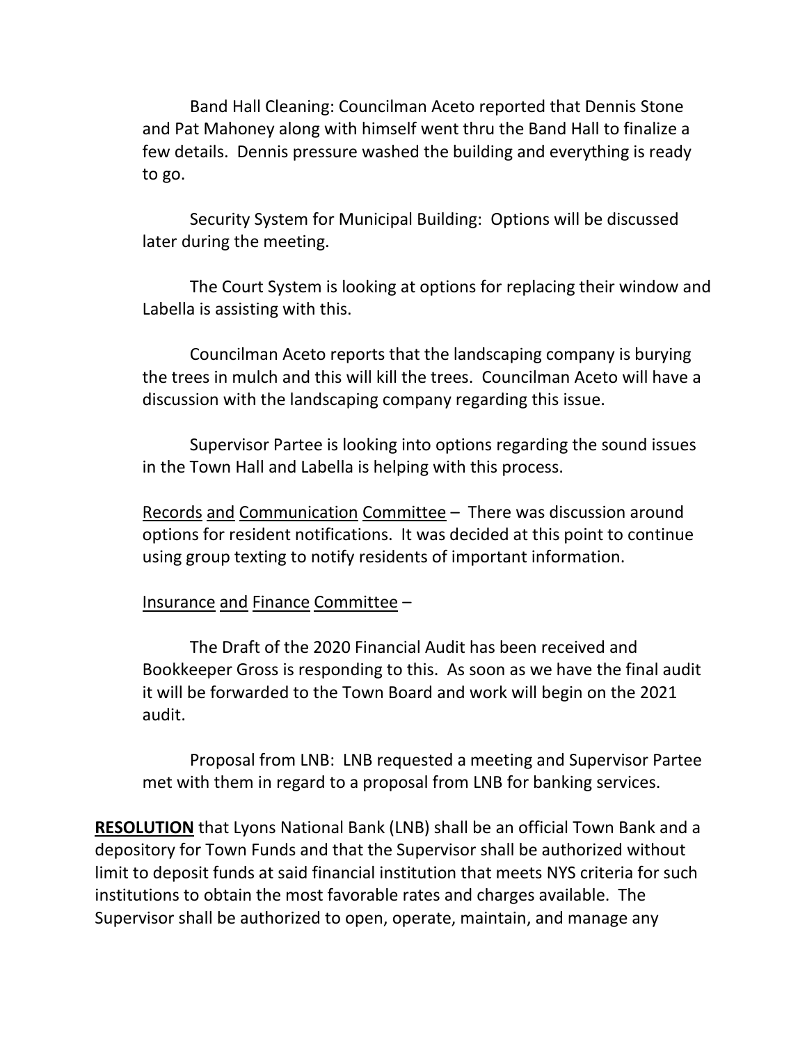Band Hall Cleaning: Councilman Aceto reported that Dennis Stone and Pat Mahoney along with himself went thru the Band Hall to finalize a few details. Dennis pressure washed the building and everything is ready to go.

Security System for Municipal Building: Options will be discussed later during the meeting.

The Court System is looking at options for replacing their window and Labella is assisting with this.

Councilman Aceto reports that the landscaping company is burying the trees in mulch and this will kill the trees. Councilman Aceto will have a discussion with the landscaping company regarding this issue.

Supervisor Partee is looking into options regarding the sound issues in the Town Hall and Labella is helping with this process.

Records and Communication Committee – There was discussion around options for resident notifications. It was decided at this point to continue using group texting to notify residents of important information.

Insurance and Finance Committee –

The Draft of the 2020 Financial Audit has been received and Bookkeeper Gross is responding to this. As soon as we have the final audit it will be forwarded to the Town Board and work will begin on the 2021 audit.

Proposal from LNB: LNB requested a meeting and Supervisor Partee met with them in regard to a proposal from LNB for banking services.

**RESOLUTION** that Lyons National Bank (LNB) shall be an official Town Bank and a depository for Town Funds and that the Supervisor shall be authorized without limit to deposit funds at said financial institution that meets NYS criteria for such institutions to obtain the most favorable rates and charges available. The Supervisor shall be authorized to open, operate, maintain, and manage any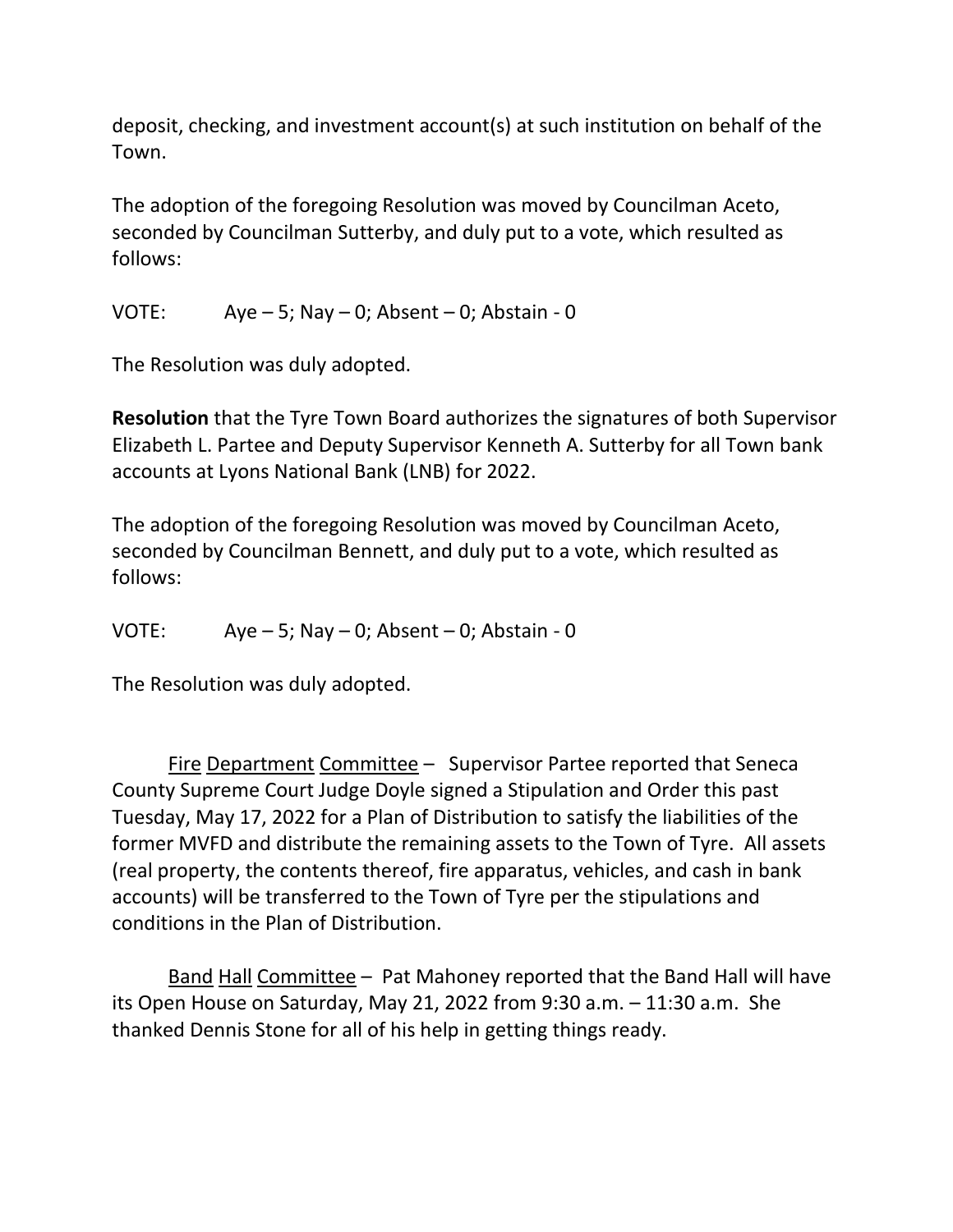deposit, checking, and investment account(s) at such institution on behalf of the Town.

The adoption of the foregoing Resolution was moved by Councilman Aceto, seconded by Councilman Sutterby, and duly put to a vote, which resulted as follows:

VOTE: Aye – 5; Nay – 0; Absent – 0; Abstain - 0

The Resolution was duly adopted.

**Resolution** that the Tyre Town Board authorizes the signatures of both Supervisor Elizabeth L. Partee and Deputy Supervisor Kenneth A. Sutterby for all Town bank accounts at Lyons National Bank (LNB) for 2022.

The adoption of the foregoing Resolution was moved by Councilman Aceto, seconded by Councilman Bennett, and duly put to a vote, which resulted as follows:

VOTE: Aye – 5; Nay – 0; Absent – 0; Abstain - 0

The Resolution was duly adopted.

<u>Fire Department Committee</u> – Supervisor Partee reported that Seneca County Supreme Court Judge Doyle signed a Stipulation and Order this past Tuesday, May 17, 2022 for a Plan of Distribution to satisfy the liabilities of the former MVFD and distribute the remaining assets to the Town of Tyre. All assets (real property, the contents thereof, fire apparatus, vehicles, and cash in bank accounts) will be transferred to the Town of Tyre per the stipulations and conditions in the Plan of Distribution.

<u>Band Hall Committee</u> – Pat Mahoney reported that the Band Hall will have its Open House on Saturday, May 21, 2022 from 9:30 a.m. – 11:30 a.m. She thanked Dennis Stone for all of his help in getting things ready.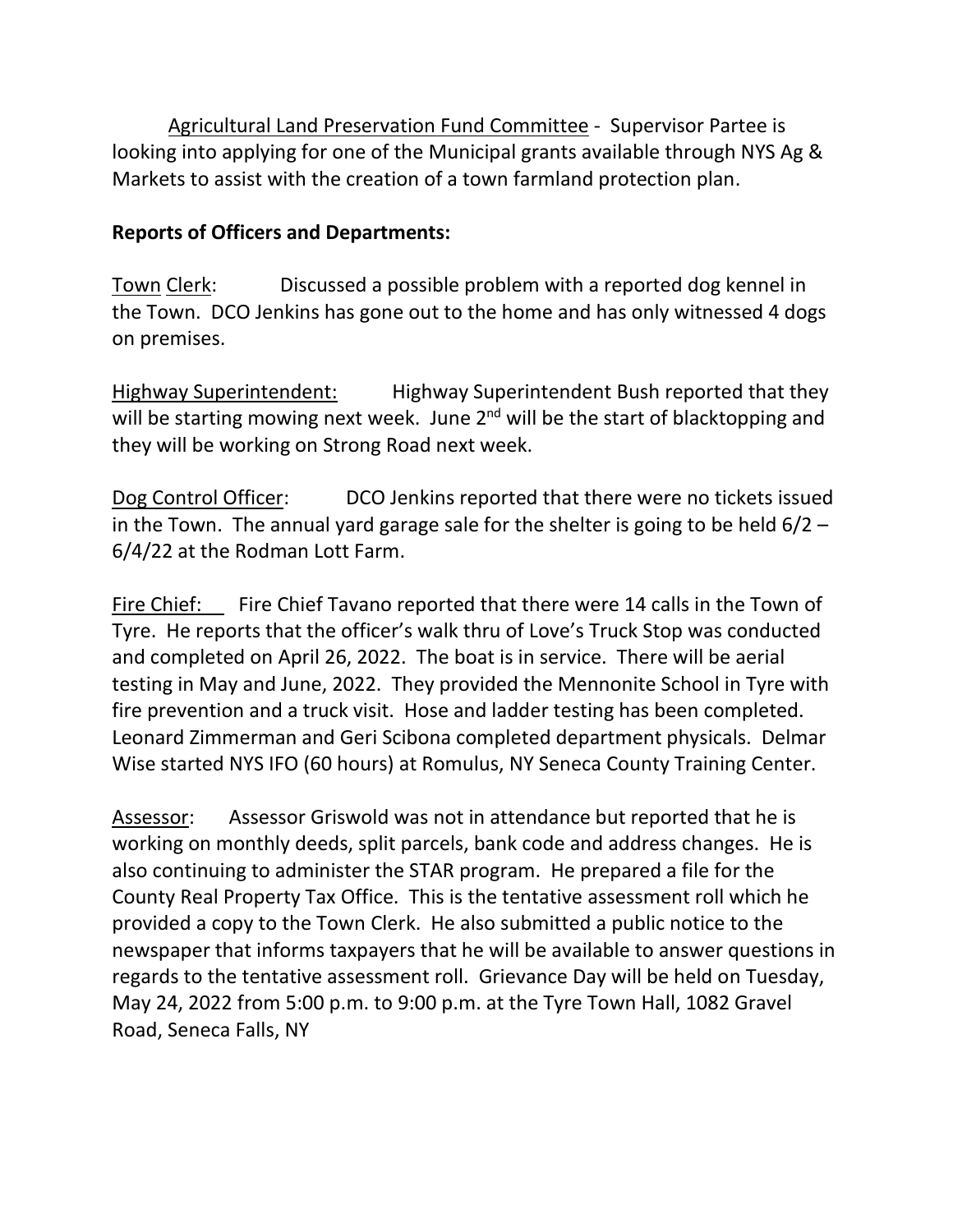Agricultural Land Preservation Fund Committee - Supervisor Partee is looking into applying for one of the Municipal grants available through NYS Ag & Markets to assist with the creation of a town farmland protection plan.

**Reports of Officers and Departments:**

Town Clerk: Discussed a possible problem with a reported dog kennel in the Town. DCO Jenkins has gone out to the home and has only witnessed 4 dogs on premises.

Highway Superintendent: Highway Superintendent Bush reported that they will be starting mowing next week. June 2nd will be the start of blacktopping and they will be working on Strong Road next week.

Dog Control Officer: DCO Jenkins reported that there were no tickets issued in the Town. The annual yard garage sale for the shelter is going to be held 6/2 – 6/4/22 at the Rodman Lott Farm.

Fire Chief: Fire Chief Tavano reported that there were 14 calls in the Town of Tyre. He reports that the officer's walk thru of Love's Truck Stop was conducted and completed on April 26, 2022. The boat is in service. There will be aerial testing in May and June, 2022. They provided the Mennonite School in Tyre with fire prevention and a truck visit. Hose and ladder testing has been completed. Leonard Zimmerman and Geri Scibona completed department physicals. Delmar Wise started NYS IFO (60 hours) at Romulus, NY Seneca County Training Center.

Assessor: Assessor Griswold was not in attendance but reported that he is working on monthly deeds, split parcels, bank code and address changes. He is also continuing to administer the STAR program. He prepared a file for the County Real Property Tax Office. This is the tentative assessment roll which he provided a copy to the Town Clerk. He also submitted a public notice to the newspaper that informs taxpayers that he will be available to answer questions in regards to the tentative assessment roll. Grievance Day will be held on Tuesday, May 24, 2022 from 5:00 p.m. to 9:00 p.m. at the Tyre Town Hall, 1082 Gravel Road, Seneca Falls, NY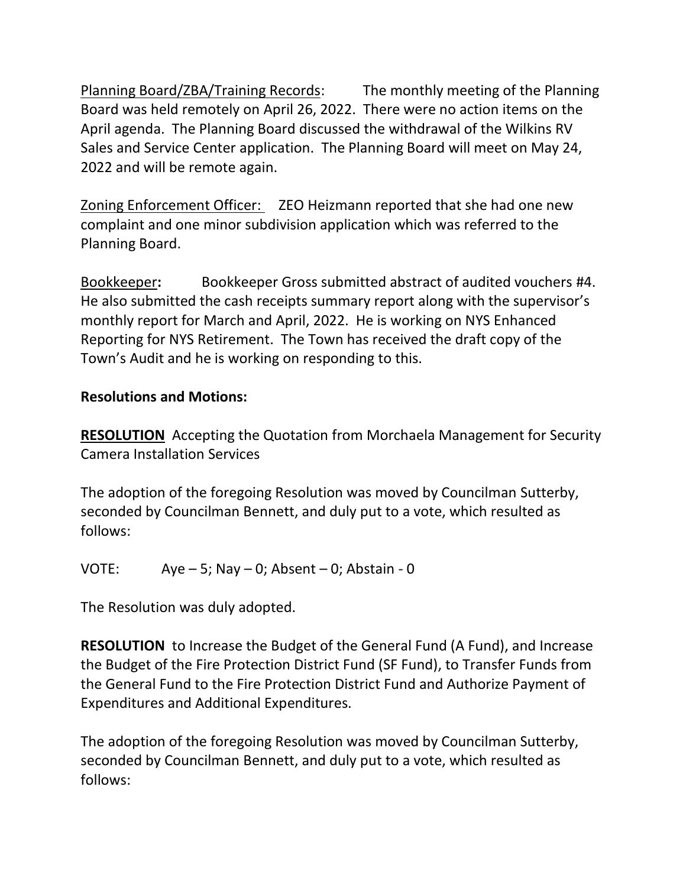Planning Board/ZBA/Training Records: The monthly meeting of the Planning Board was held remotely on April 26, 2022. There were no action items on the April agenda. The Planning Board discussed the withdrawal of the Wilkins RV Sales and Service Center application. The Planning Board will meet on May 24, 2022 and will be remote again.

Zoning Enforcement Officer: ZEO Heizmann reported that she had one new complaint and one minor subdivision application which was referred to the Planning Board.

Bookkeeper**:** Bookkeeper Gross submitted abstract of audited vouchers #4. He also submitted the cash receipts summary report along with the supervisor's monthly report for March and April, 2022. He is working on NYS Enhanced Reporting for NYS Retirement. The Town has received the draft copy of the Town's Audit and he is working on responding to this.

**Resolutions and Motions:**

**RESOLUTION** Accepting the Quotation from Morchaela Management for Security Camera Installation Services

The adoption of the foregoing Resolution was moved by Councilman Sutterby, seconded by Councilman Bennett, and duly put to a vote, which resulted as follows:

VOTE: Aye – 5; Nay – 0; Absent – 0; Abstain - 0

The Resolution was duly adopted.

**RESOLUTION** to Increase the Budget of the General Fund (A Fund), and Increase the Budget of the Fire Protection District Fund (SF Fund), to Transfer Funds from the General Fund to the Fire Protection District Fund and Authorize Payment of Expenditures and Additional Expenditures.

The adoption of the foregoing Resolution was moved by Councilman Sutterby, seconded by Councilman Bennett, and duly put to a vote, which resulted as follows: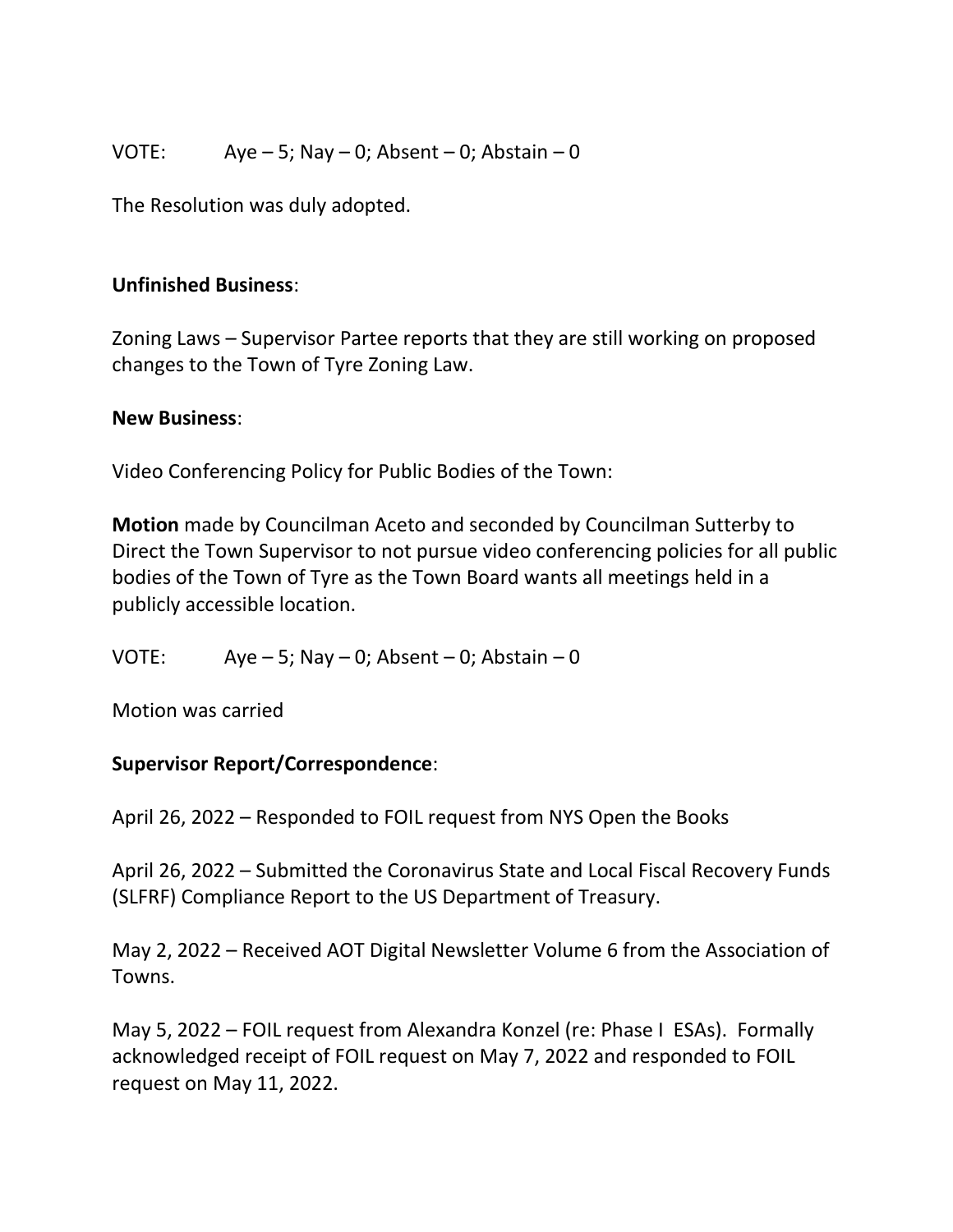VOTE: Aye – 5; Nay – 0; Absent – 0; Abstain – 0

The Resolution was duly adopted.

**Unfinished Business**:

Zoning Laws – Supervisor Partee reports that they are still working on proposed changes to the Town of Tyre Zoning Law.

**New Business**:

Video Conferencing Policy for Public Bodies of the Town:

**Motion** made by Councilman Aceto and seconded by Councilman Sutterby to Direct the Town Supervisor to not pursue video conferencing policies for all public bodies of the Town of Tyre as the Town Board wants all meetings held in a publicly accessible location.

VOTE: Aye – 5; Nay – 0; Absent – 0; Abstain – 0

Motion was carried

**Supervisor Report/Correspondence**:

April 26, 2022 – Responded to FOIL request from NYS Open the Books

April 26, 2022 – Submitted the Coronavirus State and Local Fiscal Recovery Funds (SLFRF) Compliance Report to the US Department of Treasury.

May 2, 2022 – Received AOT Digital Newsletter Volume 6 from the Association of Towns.

May 5, 2022 – FOIL request from Alexandra Konzel (re: Phase I ESAs). Formally acknowledged receipt of FOIL request on May 7, 2022 and responded to FOIL request on May 11, 2022.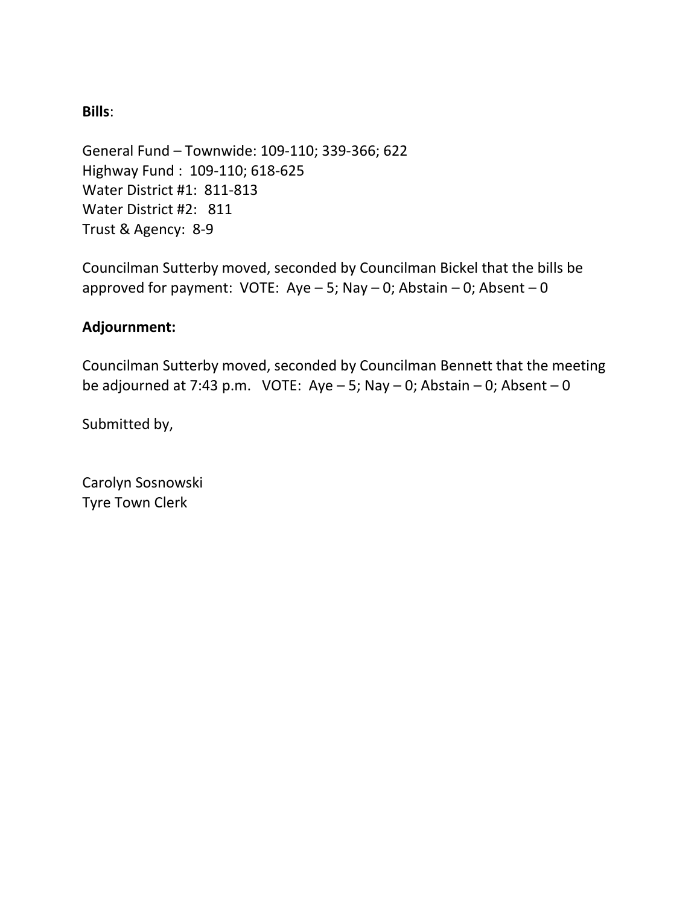**Bills**:

General Fund – Townwide: 109-110; 339-366; 622
Highway Fund : 109-110; 618-625
Water District #1: 811-813
Water District #2: 811
Trust & Agency: 8-9

Councilman Sutterby moved, seconded by Councilman Bickel that the bills be approved for payment: VOTE: Aye – 5; Nay – 0; Abstain – 0; Absent – 0

**Adjournment:**

Councilman Sutterby moved, seconded by Councilman Bennett that the meeting be adjourned at 7:43 p.m. VOTE: Aye – 5; Nay – 0; Abstain – 0; Absent – 0

Submitted by,

Carolyn Sosnowski
Tyre Town Clerk